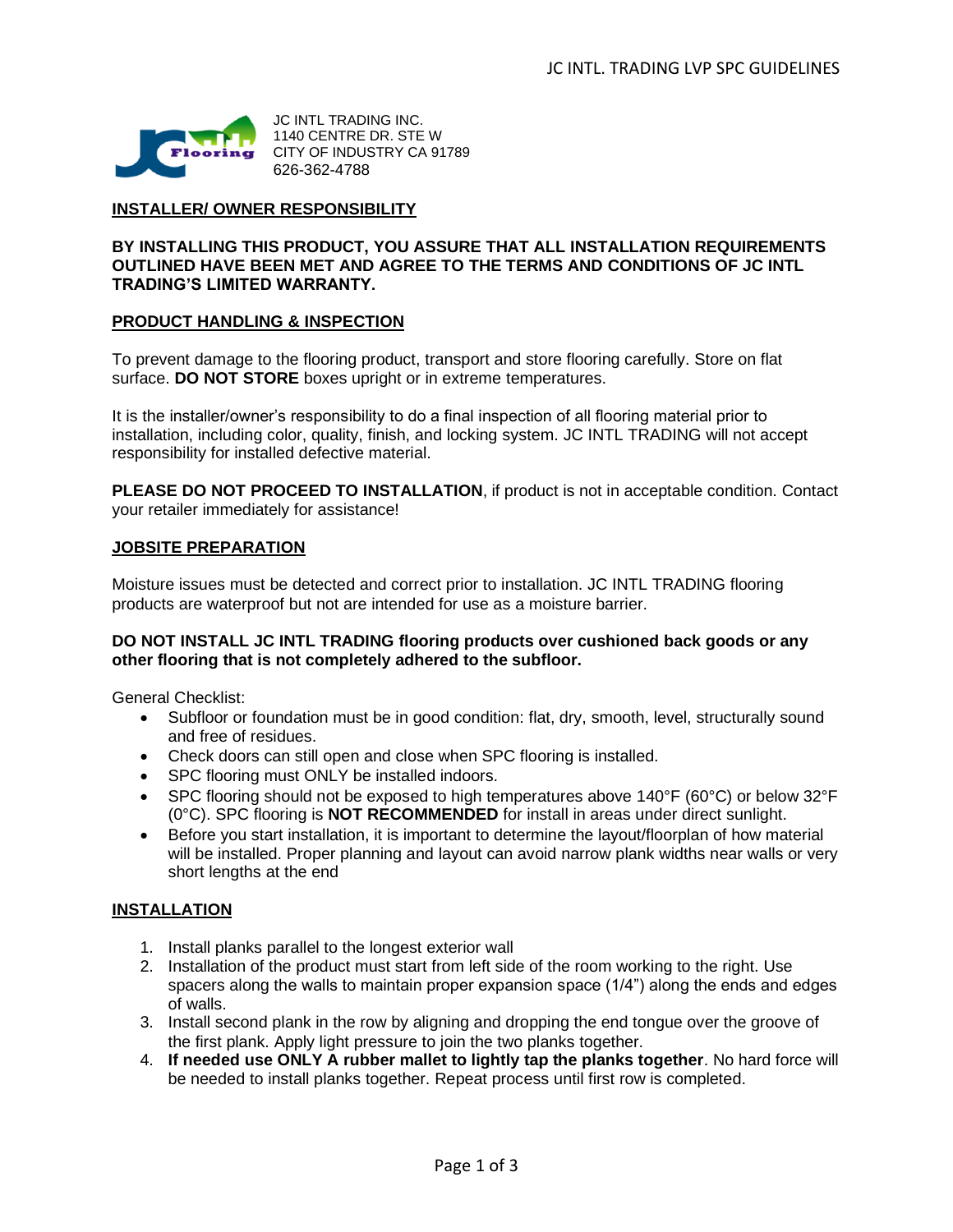JC INTL TRADING INC.
1140 CENTRE DR. STE W
CITY OF INDUSTRY CA 91789
626-362-4788

## INSTALLER/ OWNER RESPONSIBILITY

**BY INSTALLING THIS PRODUCT, YOU ASSURE THAT ALL INSTALLATION REQUIREMENTS OUTLINED HAVE BEEN MET AND AGREE TO THE TERMS AND CONDITIONS OF JC INTL TRADING'S LIMITED WARRANTY.**

## PRODUCT HANDLING & INSPECTION

To prevent damage to the flooring product, transport and store flooring carefully. Store on flat surface. **DO NOT STORE** boxes upright or in extreme temperatures.

It is the installer/owner's responsibility to do a final inspection of all flooring material prior to installation, including color, quality, finish, and locking system. JC INTL TRADING will not accept responsibility for installed defective material.

**PLEASE DO NOT PROCEED TO INSTALLATION**, if product is not in acceptable condition. Contact your retailer immediately for assistance!

## JOBSITE PREPARATION

Moisture issues must be detected and correct prior to installation. JC INTL TRADING flooring products are waterproof but not are intended for use as a moisture barrier.

**DO NOT INSTALL JC INTL TRADING flooring products over cushioned back goods or any other flooring that is not completely adhered to the subfloor.**

General Checklist:

- Subfloor or foundation must be in good condition: flat, dry, smooth, level, structurally sound and free of residues.
- Check doors can still open and close when SPC flooring is installed.
- SPC flooring must ONLY be installed indoors.
- SPC flooring should not be exposed to high temperatures above 140°F (60°C) or below 32°F (0°C). SPC flooring is **NOT RECOMMENDED** for install in areas under direct sunlight.
- Before you start installation, it is important to determine the layout/floorplan of how material will be installed. Proper planning and layout can avoid narrow plank widths near walls or very short lengths at the end

## INSTALLATION

1. Install planks parallel to the longest exterior wall
2. Installation of the product must start from left side of the room working to the right. Use spacers along the walls to maintain proper expansion space (1/4") along the ends and edges of walls.
3. Install second plank in the row by aligning and dropping the end tongue over the groove of the first plank. Apply light pressure to join the two planks together.
4. **If needed use ONLY A rubber mallet to lightly tap the planks together**. No hard force will be needed to install planks together. Repeat process until first row is completed.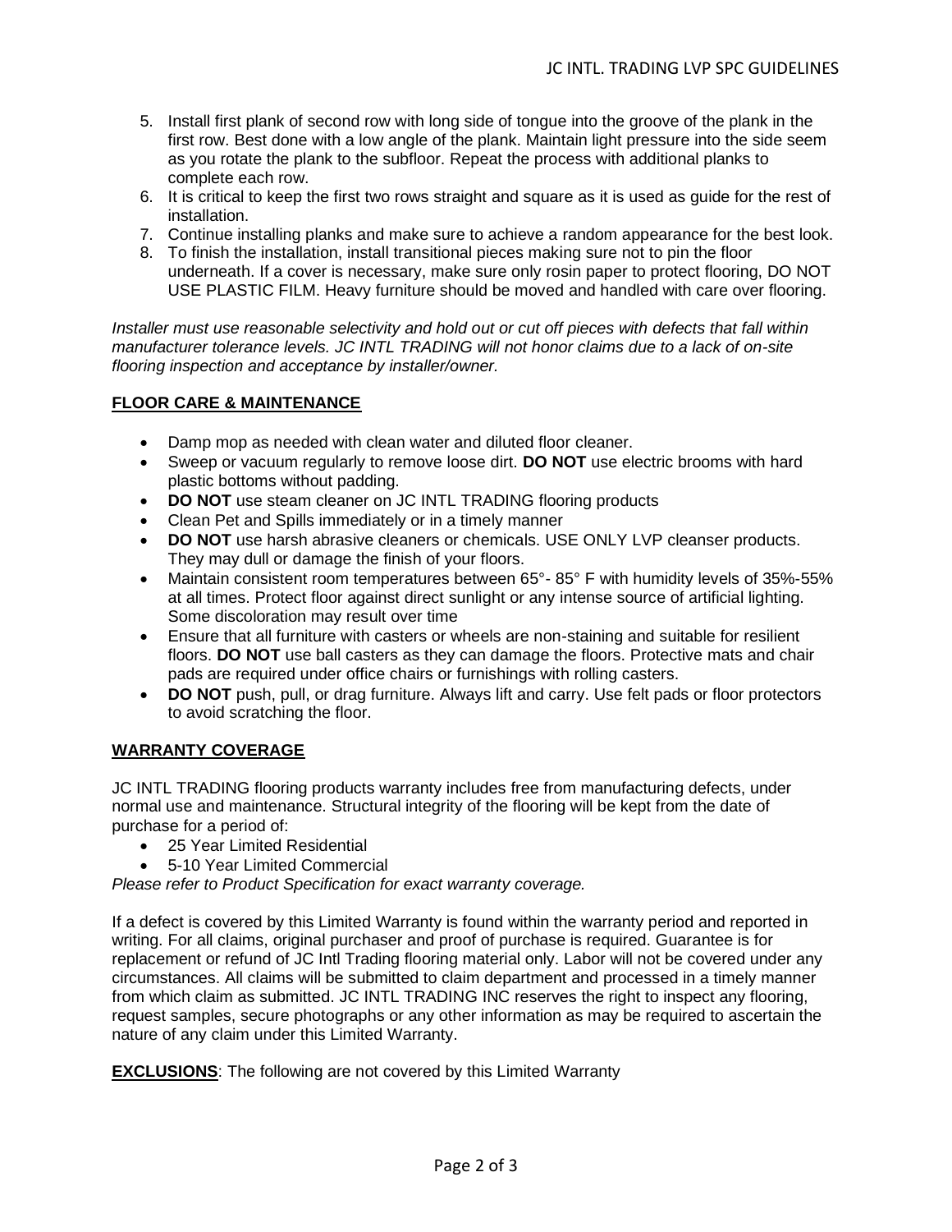5. Install first plank of second row with long side of tongue into the groove of the plank in the first row. Best done with a low angle of the plank. Maintain light pressure into the side seem as you rotate the plank to the subfloor. Repeat the process with additional planks to complete each row.
6. It is critical to keep the first two rows straight and square as it is used as guide for the rest of installation.
7. Continue installing planks and make sure to achieve a random appearance for the best look.
8. To finish the installation, install transitional pieces making sure not to pin the floor underneath. If a cover is necessary, make sure only rosin paper to protect flooring, DO NOT USE PLASTIC FILM. Heavy furniture should be moved and handled with care over flooring.

*Installer must use reasonable selectivity and hold out or cut off pieces with defects that fall within manufacturer tolerance levels. JC INTL TRADING will not honor claims due to a lack of on-site flooring inspection and acceptance by installer/owner.*

## FLOOR CARE & MAINTENANCE

- Damp mop as needed with clean water and diluted floor cleaner.
- Sweep or vacuum regularly to remove loose dirt. **DO NOT** use electric brooms with hard plastic bottoms without padding.
- **DO NOT** use steam cleaner on JC INTL TRADING flooring products
- Clean Pet and Spills immediately or in a timely manner
- **DO NOT** use harsh abrasive cleaners or chemicals. USE ONLY LVP cleanser products. They may dull or damage the finish of your floors.
- Maintain consistent room temperatures between 65°- 85° F with humidity levels of 35%-55% at all times. Protect floor against direct sunlight or any intense source of artificial lighting. Some discoloration may result over time
- Ensure that all furniture with casters or wheels are non-staining and suitable for resilient floors. **DO NOT** use ball casters as they can damage the floors. Protective mats and chair pads are required under office chairs or furnishings with rolling casters.
- **DO NOT** push, pull, or drag furniture. Always lift and carry. Use felt pads or floor protectors to avoid scratching the floor.

## WARRANTY COVERAGE

JC INTL TRADING flooring products warranty includes free from manufacturing defects, under normal use and maintenance. Structural integrity of the flooring will be kept from the date of purchase for a period of:

- 25 Year Limited Residential
- 5-10 Year Limited Commercial

*Please refer to Product Specification for exact warranty coverage.*

If a defect is covered by this Limited Warranty is found within the warranty period and reported in writing. For all claims, original purchaser and proof of purchase is required. Guarantee is for replacement or refund of JC Intl Trading flooring material only. Labor will not be covered under any circumstances. All claims will be submitted to claim department and processed in a timely manner from which claim as submitted. JC INTL TRADING INC reserves the right to inspect any flooring, request samples, secure photographs or any other information as may be required to ascertain the nature of any claim under this Limited Warranty.

**EXCLUSIONS**: The following are not covered by this Limited Warranty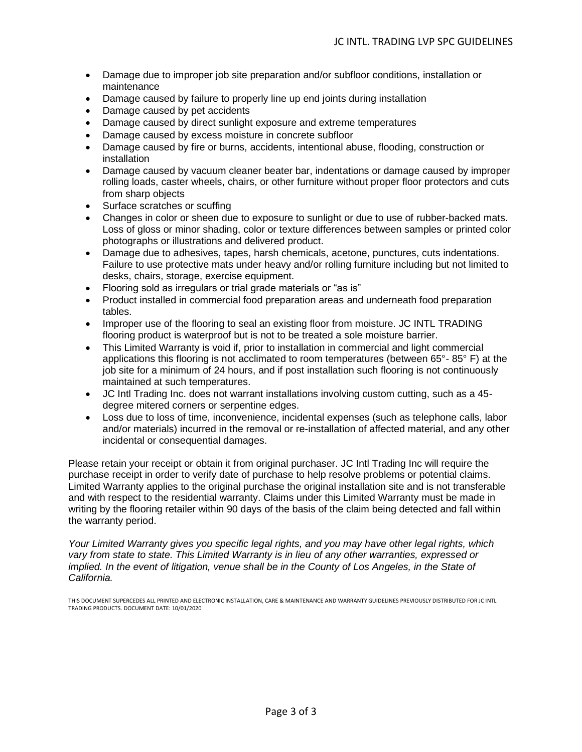- Damage due to improper job site preparation and/or subfloor conditions, installation or maintenance
- Damage caused by failure to properly line up end joints during installation
- Damage caused by pet accidents
- Damage caused by direct sunlight exposure and extreme temperatures
- Damage caused by excess moisture in concrete subfloor
- Damage caused by fire or burns, accidents, intentional abuse, flooding, construction or installation
- Damage caused by vacuum cleaner beater bar, indentations or damage caused by improper rolling loads, caster wheels, chairs, or other furniture without proper floor protectors and cuts from sharp objects
- Surface scratches or scuffing
- Changes in color or sheen due to exposure to sunlight or due to use of rubber-backed mats. Loss of gloss or minor shading, color or texture differences between samples or printed color photographs or illustrations and delivered product.
- Damage due to adhesives, tapes, harsh chemicals, acetone, punctures, cuts indentations. Failure to use protective mats under heavy and/or rolling furniture including but not limited to desks, chairs, storage, exercise equipment.
- Flooring sold as irregulars or trial grade materials or "as is"
- Product installed in commercial food preparation areas and underneath food preparation tables.
- Improper use of the flooring to seal an existing floor from moisture. JC INTL TRADING flooring product is waterproof but is not to be treated a sole moisture barrier.
- This Limited Warranty is void if, prior to installation in commercial and light commercial applications this flooring is not acclimated to room temperatures (between 65°- 85° F) at the job site for a minimum of 24 hours, and if post installation such flooring is not continuously maintained at such temperatures.
- JC Intl Trading Inc. does not warrant installations involving custom cutting, such as a 45-degree mitered corners or serpentine edges.
- Loss due to loss of time, inconvenience, incidental expenses (such as telephone calls, labor and/or materials) incurred in the removal or re-installation of affected material, and any other incidental or consequential damages.

Please retain your receipt or obtain it from original purchaser. JC Intl Trading Inc will require the purchase receipt in order to verify date of purchase to help resolve problems or potential claims. Limited Warranty applies to the original purchase the original installation site and is not transferable and with respect to the residential warranty. Claims under this Limited Warranty must be made in writing by the flooring retailer within 90 days of the basis of the claim being detected and fall within the warranty period.

*Your Limited Warranty gives you specific legal rights, and you may have other legal rights, which vary from state to state. This Limited Warranty is in lieu of any other warranties, expressed or implied. In the event of litigation, venue shall be in the County of Los Angeles, in the State of California.*

THIS DOCUMENT SUPERCEDES ALL PRINTED AND ELECTRONIC INSTALLATION, CARE & MAINTENANCE AND WARRANTY GUIDELINES PREVIOUSLY DISTRIBUTED FOR JC INTL TRADING PRODUCTS. DOCUMENT DATE: 10/01/2020